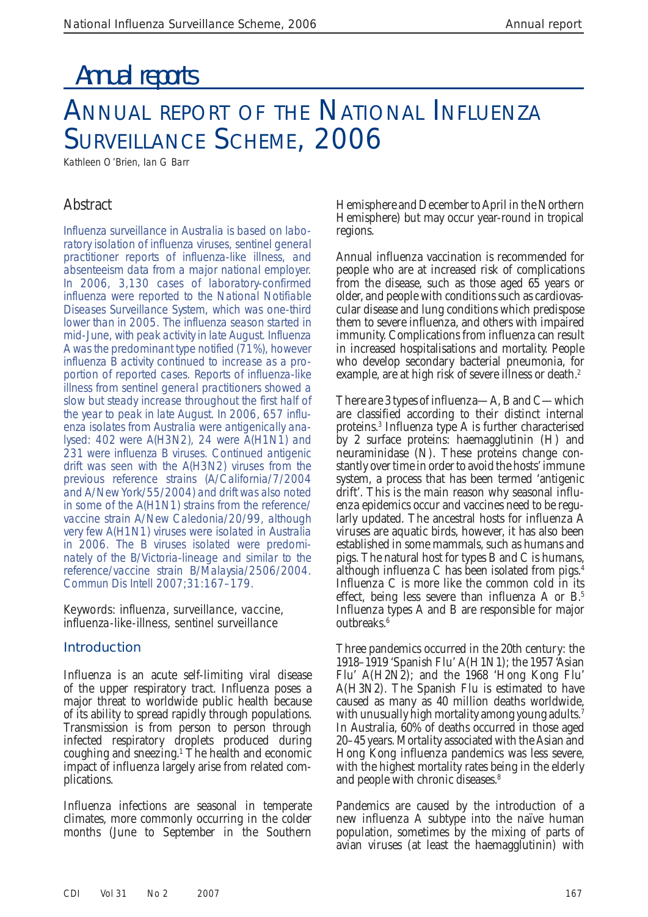# Annual reports

# Annual report of the National Influenza Surveillance Scheme, 2006

*Kathleen O'Brien, Ian G Barr*

## Abstract

*Influenza surveillance in Australia is based on laboratory isolation of influenza viruses, sentinel general practitioner reports of influenza-like illness, and absenteeism data from a major national employer. In 2006, 3,130 cases of laboratory-confirmed influenza were reported to the National Notifiable Diseases Surveillance System, which was one-third lower than in 2005. The influenza season started in mid-June, with peak activity in late August. Influenza A was the predominant type notified (71%), however influenza B activity continued to increase as a proportion of reported cases. Reports of influenza-like illness from sentinel general practitioners showed a slow but steady increase throughout the first half of the year to peak in late August. In 2006, 657 influenza isolates from Australia were antigenically analysed: 402 were A(H3N2), 24 were A(H1N1) and 231 were influenza B viruses. Continued antigenic drift was seen with the A(H3N2) viruses from the previous reference strains (A/California/7/2004 and A/New York/55/2004) and drift was also noted in some of the A(H1N1) strains from the reference/vaccine strain A/New Caledonia/20/99, although very few A(H1N1) viruses were isolated in Australia in 2006. The B viruses isolated were predominately of the B/Victoria-lineage and similar to the reference/vaccine strain B/Malaysia/2506/2004. Commun Dis Intell 2007;31:167–179.*

Keywords: influenza, surveillance, vaccine, influenza-like-illness, sentinel surveillance

## Introduction

Influenza is an acute self-limiting viral disease of the upper respiratory tract. Influenza poses a major threat to worldwide public health because of its ability to spread rapidly through populations. Transmission is from person to person through infected respiratory droplets produced during coughing and sneezing.[1] The health and economic impact of influenza largely arise from related complications.

Influenza infections are seasonal in temperate climates, more commonly occurring in the colder months (June to September in the Southern Hemisphere and December to April in the Northern Hemisphere) but may occur year-round in tropical regions.

Annual influenza vaccination is recommended for people who are at increased risk of complications from the disease, such as those aged 65 years or older, and people with conditions such as cardiovascular disease and lung conditions which predispose them to severe influenza, and others with impaired immunity. Complications from influenza can result in increased hospitalisations and mortality. People who develop secondary bacterial pneumonia, for example, are at high risk of severe illness or death.[2]

There are 3 types of influenza—A, B and C—which are classified according to their distinct internal proteins.[3] Influenza type A is further characterised by 2 surface proteins: haemagglutinin (H) and neuraminidase (N). These proteins change constantly over time in order to avoid the hosts' immune system, a process that has been termed 'antigenic drift'. This is the main reason why seasonal influenza epidemics occur and vaccines need to be regularly updated. The ancestral hosts for influenza A viruses are aquatic birds, however, it has also been established in some mammals, such as humans and pigs. The natural host for types B and C is humans, although influenza C has been isolated from pigs.[4] Influenza C is more like the common cold in its effect, being less severe than influenza A or B.[5] Influenza types A and B are responsible for major outbreaks.[6]

Three pandemics occurred in the 20th century: the 1918–1919 'Spanish Flu' A(H1N1); the 1957 'Asian Flu' A(H2N2); and the 1968 'Hong Kong Flu' A(H3N2). The Spanish Flu is estimated to have caused as many as 40 million deaths worldwide, with unusually high mortality among young adults.[7] In Australia, 60% of deaths occurred in those aged 20–45 years. Mortality associated with the Asian and Hong Kong influenza pandemics was less severe, with the highest mortality rates being in the elderly and people with chronic diseases.[8]

Pandemics are caused by the introduction of a new influenza A subtype into the naïve human population, sometimes by the mixing of parts of avian viruses (at least the haemagglutinin) with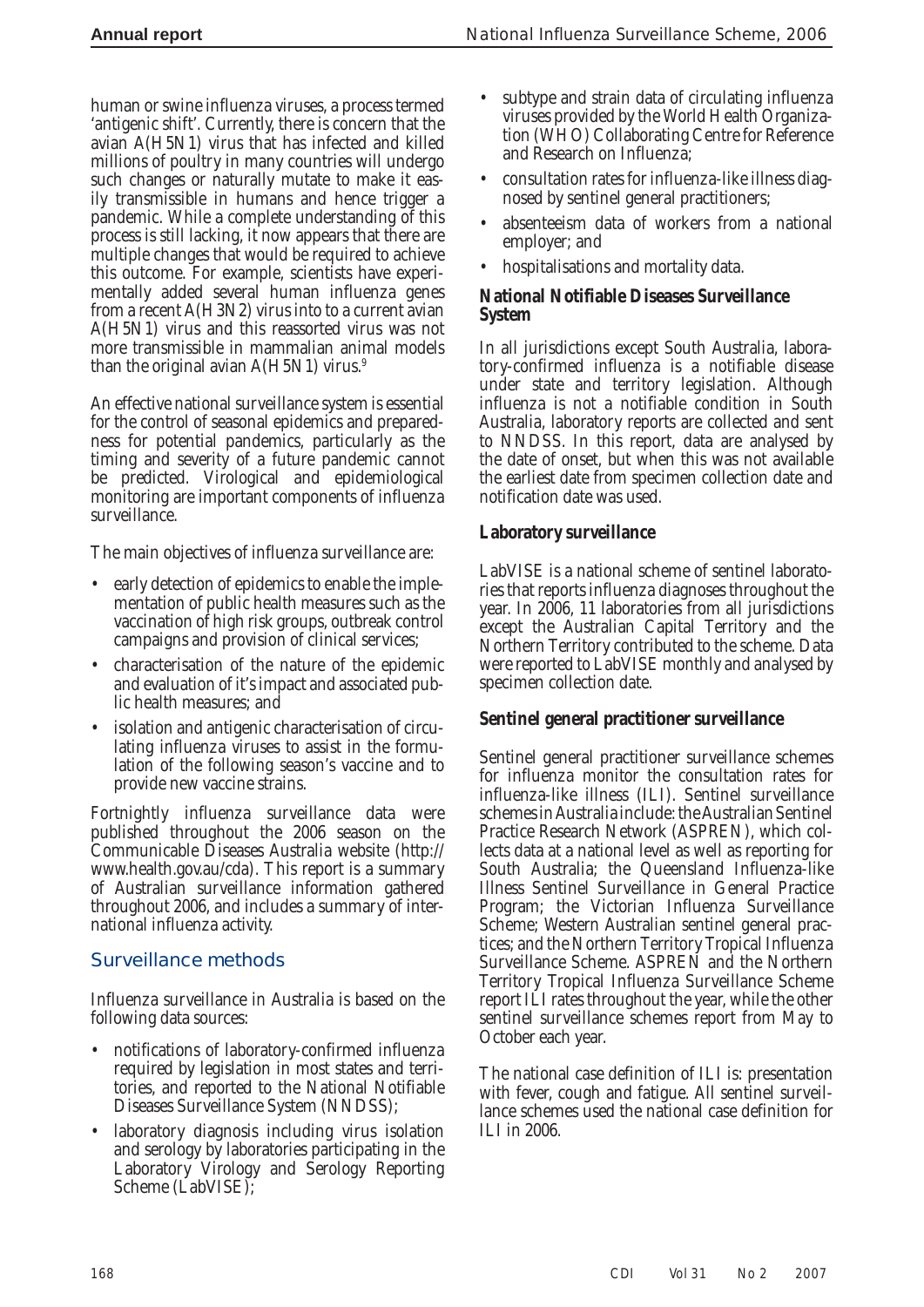human or swine influenza viruses, a process termed 'antigenic shift'. Currently, there is concern that the avian A(H5N1) virus that has infected and killed millions of poultry in many countries will undergo such changes or naturally mutate to make it easily transmissible in humans and hence trigger a pandemic. While a complete understanding of this process is still lacking, it now appears that there are multiple changes that would be required to achieve this outcome. For example, scientists have experimentally added several human influenza genes from a recent A(H3N2) virus into to a current avian A(H5N1) virus and this reassorted virus was not more transmissible in mammalian animal models than the original avian A(H5N1) virus.[9]

An effective national surveillance system is essential for the control of seasonal epidemics and preparedness for potential pandemics, particularly as the timing and severity of a future pandemic cannot be predicted. Virological and epidemiological monitoring are important components of influenza surveillance.

The main objectives of influenza surveillance are:

- early detection of epidemics to enable the implementation of public health measures such as the vaccination of high risk groups, outbreak control campaigns and provision of clinical services;
- characterisation of the nature of the epidemic and evaluation of it's impact and associated public health measures; and
- isolation and antigenic characterisation of circulating influenza viruses to assist in the formulation of the following season's vaccine and to provide new vaccine strains.

Fortnightly influenza surveillance data were published throughout the 2006 season on the Communicable Diseases Australia website (http://www.health.gov.au/cda). This report is a summary of Australian surveillance information gathered throughout 2006, and includes a summary of international influenza activity.

## Surveillance methods

Influenza surveillance in Australia is based on the following data sources:

- notifications of laboratory-confirmed influenza required by legislation in most states and territories, and reported to the National Notifiable Diseases Surveillance System (NNDSS);
- laboratory diagnosis including virus isolation and serology by laboratories participating in the Laboratory Virology and Serology Reporting Scheme (LabVISE);
- subtype and strain data of circulating influenza viruses provided by the World Health Organization (WHO) Collaborating Centre for Reference and Research on Influenza;
- consultation rates for influenza-like illness diagnosed by sentinel general practitioners;
- absenteeism data of workers from a national employer; and
- hospitalisations and mortality data.

### National Notifiable Diseases Surveillance System

In all jurisdictions except South Australia, laboratory-confirmed influenza is a notifiable disease under state and territory legislation. Although influenza is not a notifiable condition in South Australia, laboratory reports are collected and sent to NNDSS. In this report, data are analysed by the date of onset, but when this was not available the earliest date from specimen collection date and notification date was used.

### Laboratory surveillance

LabVISE is a national scheme of sentinel laboratories that reports influenza diagnoses throughout the year. In 2006, 11 laboratories from all jurisdictions except the Australian Capital Territory and the Northern Territory contributed to the scheme. Data were reported to LabVISE monthly and analysed by specimen collection date.

### Sentinel general practitioner surveillance

Sentinel general practitioner surveillance schemes for influenza monitor the consultation rates for influenza-like illness (ILI). Sentinel surveillance schemes in Australia include: the Australian Sentinel Practice Research Network (ASPREN), which collects data at a national level as well as reporting for South Australia; the Queensland Influenza-like Illness Sentinel Surveillance in General Practice Program; the Victorian Influenza Surveillance Scheme; Western Australian sentinel general practices; and the Northern Territory Tropical Influenza Surveillance Scheme. ASPREN and the Northern Territory Tropical Influenza Surveillance Scheme report ILI rates throughout the year, while the other sentinel surveillance schemes report from May to October each year.

The national case definition of ILI is: presentation with fever, cough and fatigue. All sentinel surveillance schemes used the national case definition for ILI in 2006.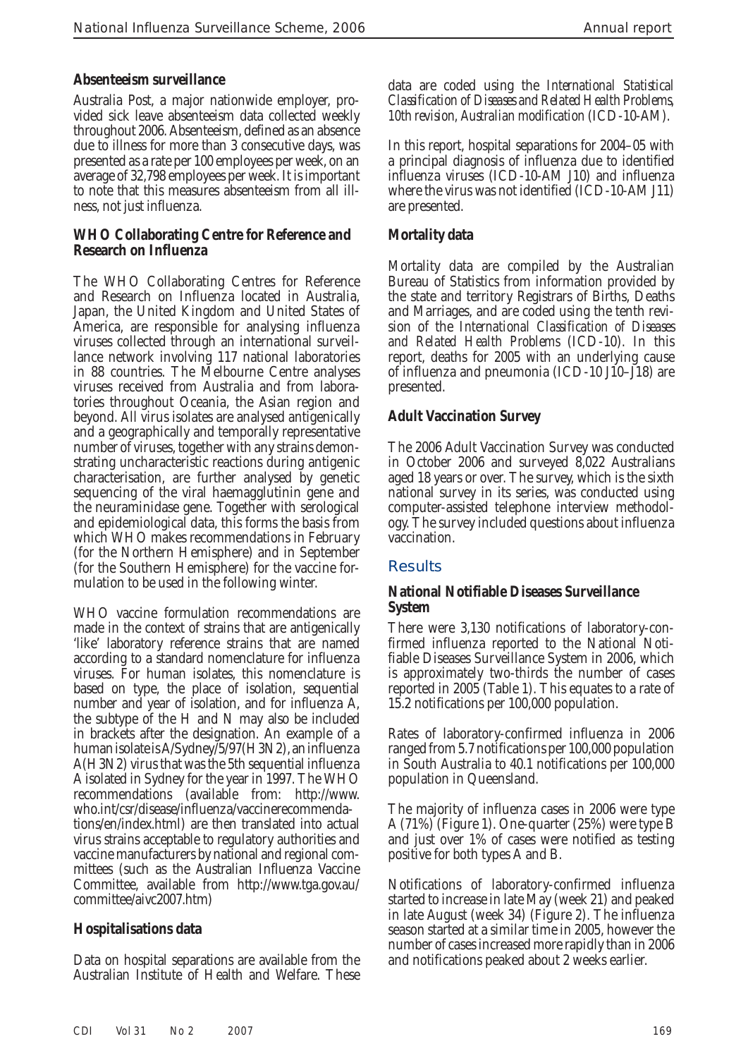### Absenteeism surveillance

Australia Post, a major nationwide employer, provided sick leave absenteeism data collected weekly throughout 2006. Absenteeism, defined as an absence due to illness for more than 3 consecutive days, was presented as a rate per 100 employees per week, on an average of 32,798 employees per week. It is important to note that this measures absenteeism from all illness, not just influenza.

### WHO Collaborating Centre for Reference and Research on Influenza

The WHO Collaborating Centres for Reference and Research on Influenza located in Australia, Japan, the United Kingdom and United States of America, are responsible for analysing influenza viruses collected through an international surveillance network involving 117 national laboratories in 88 countries. The Melbourne Centre analyses viruses received from Australia and from laboratories throughout Oceania, the Asian region and beyond. All virus isolates are analysed antigenically and a geographically and temporally representative number of viruses, together with any strains demonstrating uncharacteristic reactions during antigenic characterisation, are further analysed by genetic sequencing of the viral haemagglutinin gene and the neuraminidase gene. Together with serological and epidemiological data, this forms the basis from which WHO makes recommendations in February (for the Northern Hemisphere) and in September (for the Southern Hemisphere) for the vaccine formulation to be used in the following winter.

WHO vaccine formulation recommendations are made in the context of strains that are antigenically 'like' laboratory reference strains that are named according to a standard nomenclature for influenza viruses. For human isolates, this nomenclature is based on type, the place of isolation, sequential number and year of isolation, and for influenza A, the subtype of the H and N may also be included in brackets after the designation. An example of a human isolate is A/Sydney/5/97(H3N2), an influenza A(H3N2) virus that was the 5th sequential influenza A isolated in Sydney for the year in 1997. The WHO recommendations (available from: http://www.who.int/csr/disease/influenza/vaccinerecommendations/en/index.html) are then translated into actual virus strains acceptable to regulatory authorities and vaccine manufacturers by national and regional committees (such as the Australian Influenza Vaccine Committee, available from http://www.tga.gov.au/committee/aivc2007.htm)

### Hospitalisations data

Data on hospital separations are available from the Australian Institute of Health and Welfare. These data are coded using the *International Statistical Classification of Diseases and Related Health Problems, 10th revision, Australian modification* (ICD-10-AM).

In this report, hospital separations for 2004–05 with a principal diagnosis of influenza due to identified influenza viruses (ICD-10-AM J10) and influenza where the virus was not identified (ICD-10-AM J11) are presented.

### Mortality data

Mortality data are compiled by the Australian Bureau of Statistics from information provided by the state and territory Registrars of Births, Deaths and Marriages, and are coded using the tenth revision of the *International Classification of Diseases and Related Health Problems* (ICD-10). In this report, deaths for 2005 with an underlying cause of influenza and pneumonia (ICD-10 J10–J18) are presented.

### Adult Vaccination Survey

The 2006 Adult Vaccination Survey was conducted in October 2006 and surveyed 8,022 Australians aged 18 years or over. The survey, which is the sixth national survey in its series, was conducted using computer-assisted telephone interview methodology. The survey included questions about influenza vaccination.

## Results

### National Notifiable Diseases Surveillance System

There were 3,130 notifications of laboratory-confirmed influenza reported to the National Notifiable Diseases Surveillance System in 2006, which is approximately two-thirds the number of cases reported in 2005 (Table 1). This equates to a rate of 15.2 notifications per 100,000 population.

Rates of laboratory-confirmed influenza in 2006 ranged from 5.7 notifications per 100,000 population in South Australia to 40.1 notifications per 100,000 population in Queensland.

The majority of influenza cases in 2006 were type A (71%) (Figure 1). One-quarter (25%) were type B and just over 1% of cases were notified as testing positive for both types A and B.

Notifications of laboratory-confirmed influenza started to increase in late May (week 21) and peaked in late August (week 34) (Figure 2). The influenza season started at a similar time in 2005, however the number of cases increased more rapidly than in 2006 and notifications peaked about 2 weeks earlier.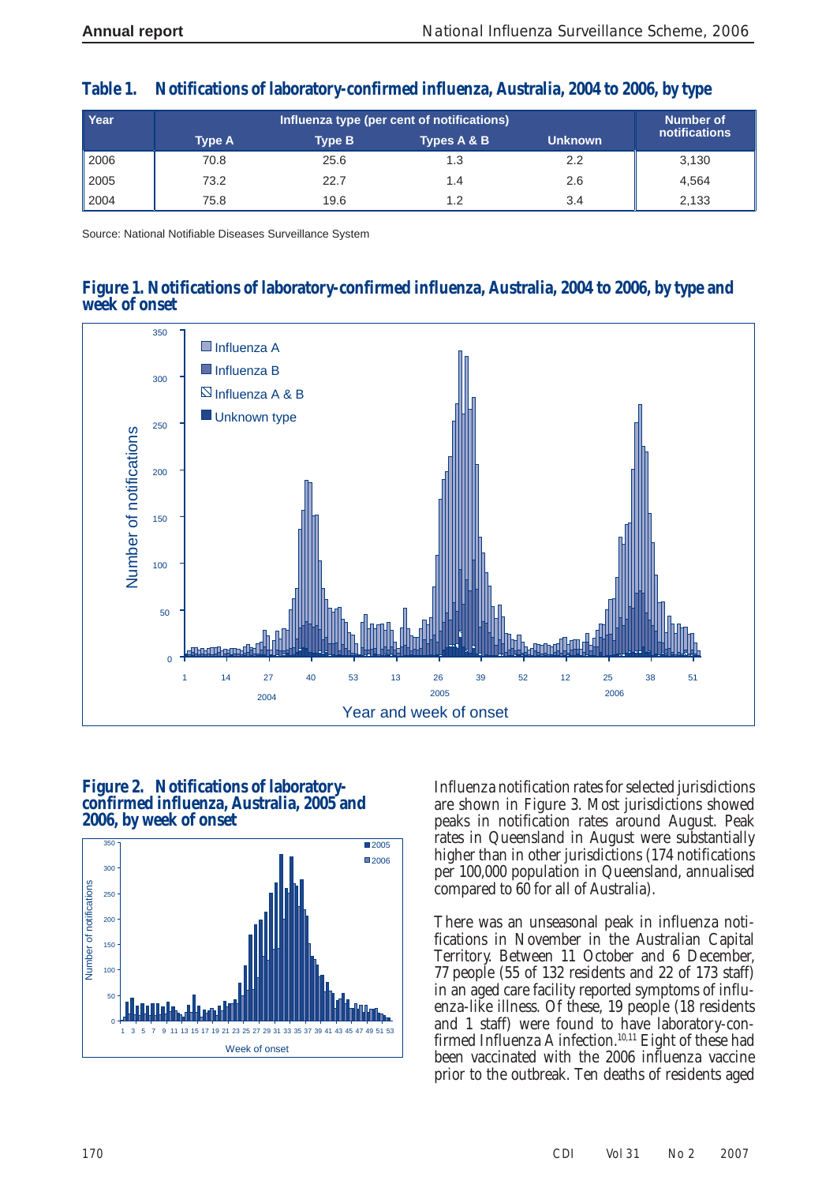**Table 1. Notifications of laboratory-confirmed influenza, Australia, 2004 to 2006, by type**

| Year | Influenza type (per cent of notifications) | | | | Number of notifications |
|---|---|---|---|---|---|
| | Type A | Type B | Types A & B | Unknown | |
| 2006 | 70.8 | 25.6 | 1.3 | 2.2 | 3,130 |
| 2005 | 73.2 | 22.7 | 1.4 | 2.6 | 4,564 |
| 2004 | 75.8 | 19.6 | 1.2 | 3.4 | 2,133 |

Source: National Notifiable Diseases Surveillance System

**Figure 1. Notifications of laboratory-confirmed influenza, Australia, 2004 to 2006, by type and week of onset**

**Figure 2. Notifications of laboratory-confirmed influenza, Australia, 2005 and 2006, by week of onset**

Influenza notification rates for selected jurisdictions are shown in Figure 3. Most jurisdictions showed peaks in notification rates around August. Peak rates in Queensland in August were substantially higher than in other jurisdictions (174 notifications per 100,000 population in Queensland, annualised compared to 60 for all of Australia).

There was an unseasonal peak in influenza notifications in November in the Australian Capital Territory. Between 11 October and 6 December, 77 people (55 of 132 residents and 22 of 173 staff) in an aged care facility reported symptoms of influenza-like illness. Of these, 19 people (18 residents and 1 staff) were found to have laboratory-confirmed Influenza A infection.[10,11] Eight of these had been vaccinated with the 2006 influenza vaccine prior to the outbreak. Ten deaths of residents aged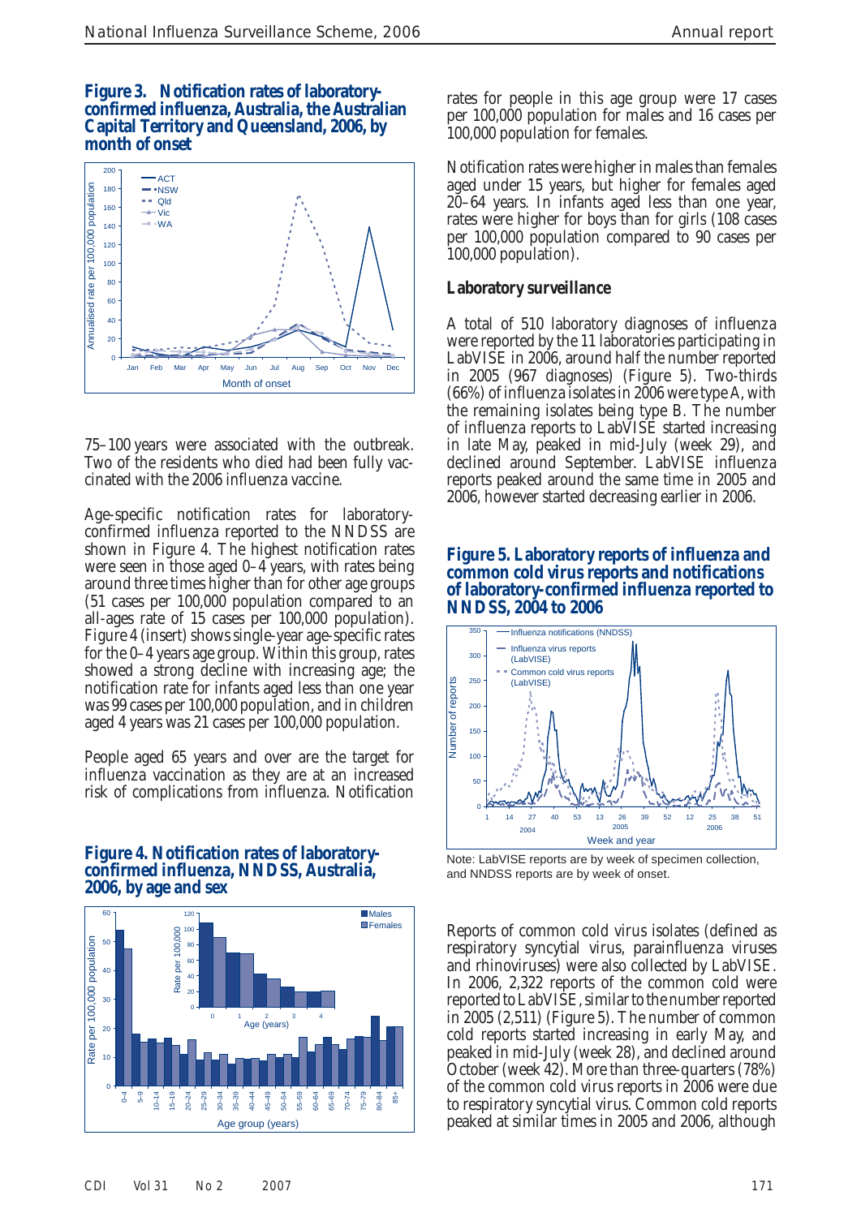**Figure 3. Notification rates of laboratory-confirmed influenza, Australia, the Australian Capital Territory and Queensland, 2006, by month of onset**

75–100 years were associated with the outbreak. Two of the residents who died had been fully vaccinated with the 2006 influenza vaccine.

Age-specific notification rates for laboratory-confirmed influenza reported to the NNDSS are shown in Figure 4. The highest notification rates were seen in those aged 0–4 years, with rates being around three times higher than for other age groups (51 cases per 100,000 population compared to an all-ages rate of 15 cases per 100,000 population). Figure 4 (insert) shows single-year age-specific rates for the 0–4 years age group. Within this group, rates showed a strong decline with increasing age; the notification rate for infants aged less than one year was 99 cases per 100,000 population, and in children aged 4 years was 21 cases per 100,000 population.

People aged 65 years and over are the target for influenza vaccination as they are at an increased risk of complications from influenza. Notification rates for people in this age group were 17 cases per 100,000 population for males and 16 cases per 100,000 population for females.

Notification rates were higher in males than females aged under 15 years, but higher for females aged 20–64 years. In infants aged less than one year, rates were higher for boys than for girls (108 cases per 100,000 population compared to 90 cases per 100,000 population).

**Figure 4. Notification rates of laboratory-confirmed influenza, NNDSS, Australia, 2006, by age and sex**

### Laboratory surveillance

A total of 510 laboratory diagnoses of influenza were reported by the 11 laboratories participating in LabVISE in 2006, around half the number reported in 2005 (967 diagnoses) (Figure 5). Two-thirds (66%) of influenza isolates in 2006 were type A, with the remaining isolates being type B. The number of influenza reports to LabVISE started increasing in late May, peaked in mid-July (week 29), and declined around September. LabVISE influenza reports peaked around the same time in 2005 and 2006, however started decreasing earlier in 2006.

**Figure 5. Laboratory reports of influenza and common cold virus reports and notifications of laboratory-confirmed influenza reported to NNDSS, 2004 to 2006**

Note: LabVISE reports are by week of specimen collection, and NNDSS reports are by week of onset.

Reports of common cold virus isolates (defined as respiratory syncytial virus, parainfluenza viruses and rhinoviruses) were also collected by LabVISE. In 2006, 2,322 reports of the common cold were reported to LabVISE, similar to the number reported in 2005 (2,511) (Figure 5). The number of common cold reports started increasing in early May, and peaked in mid-July (week 28), and declined around October (week 42). More than three-quarters (78%) of the common cold virus reports in 2006 were due to respiratory syncytial virus. Common cold reports peaked at similar times in 2005 and 2006, although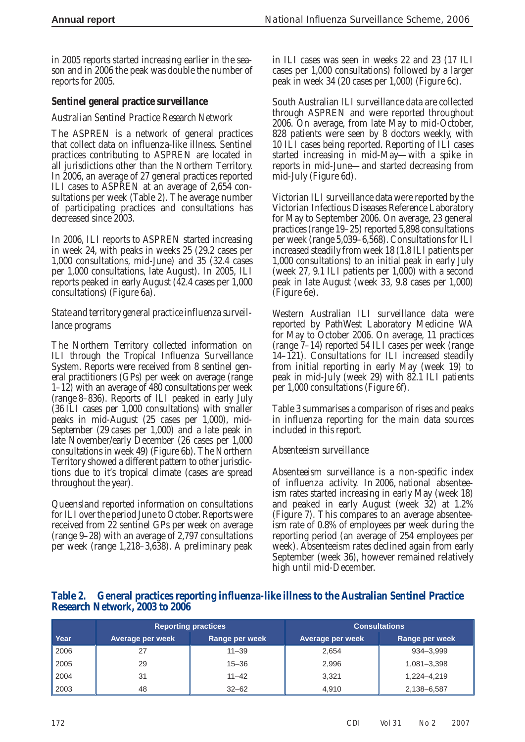in 2005 reports started increasing earlier in the season and in 2006 the peak was double the number of reports for 2005.

### Sentinel general practice surveillance

#### *Australian Sentinel Practice Research Network*

The ASPREN is a network of general practices that collect data on influenza-like illness. Sentinel practices contributing to ASPREN are located in all jurisdictions other than the Northern Territory. In 2006, an average of 27 general practices reported ILI cases to ASPREN at an average of 2,654 consultations per week (Table 2). The average number of participating practices and consultations has decreased since 2003.

In 2006, ILI reports to ASPREN started increasing in week 24, with peaks in weeks 25 (29.2 cases per 1,000 consultations, mid-June) and 35 (32.4 cases per 1,000 consultations, late August). In 2005, ILI reports peaked in early August (42.4 cases per 1,000 consultations) (Figure 6a).

#### *State and territory general practice influenza surveillance programs*

The Northern Territory collected information on ILI through the Tropical Influenza Surveillance System. Reports were received from 8 sentinel general practitioners (GPs) per week on average (range 1–12) with an average of 480 consultations per week (range 8–836). Reports of ILI peaked in early July (36 ILI cases per 1,000 consultations) with smaller peaks in mid-August (25 cases per 1,000), mid-September (29 cases per 1,000) and a late peak in late November/early December (26 cases per 1,000 consultations in week 49) (Figure 6b). The Northern Territory showed a different pattern to other jurisdictions due to it's tropical climate (cases are spread throughout the year).

Queensland reported information on consultations for ILI over the period June to October. Reports were received from 22 sentinel GPs per week on average (range 9–28) with an average of 2,797 consultations per week (range 1,218–3,638). A preliminary peak in ILI cases was seen in weeks 22 and 23 (17 ILI cases per 1,000 consultations) followed by a larger peak in week 34 (20 cases per 1,000) (Figure 6c).

South Australian ILI surveillance data are collected through ASPREN and were reported throughout 2006. On average, from late May to mid-October, 828 patients were seen by 8 doctors weekly, with 10 ILI cases being reported. Reporting of ILI cases started increasing in mid-May—with a spike in reports in mid-June—and started decreasing from mid-July (Figure 6d).

Victorian ILI surveillance data were reported by the Victorian Infectious Diseases Reference Laboratory for May to September 2006. On average, 23 general practices (range 19–25) reported 5,898 consultations per week (range 5,039–6,568). Consultations for ILI increased steadily from week 18 (1.8 ILI patients per 1,000 consultations) to an initial peak in early July (week 27, 9.1 ILI patients per 1,000) with a second peak in late August (week 33, 9.8 cases per 1,000) (Figure 6e).

Western Australian ILI surveillance data were reported by PathWest Laboratory Medicine WA for May to October 2006. On average, 11 practices (range 7–14) reported 54 ILI cases per week (range 14–121). Consultations for ILI increased steadily from initial reporting in early May (week 19) to peak in mid-July (week 29) with 82.1 ILI patients per 1,000 consultations (Figure 6f).

Table 3 summarises a comparison of rises and peaks in influenza reporting for the main data sources included in this report.

#### *Absenteeism surveillance*

Absenteeism surveillance is a non-specific index of influenza activity. In 2006, national absenteeism rates started increasing in early May (week 18) and peaked in early August (week 32) at 1.2% (Figure 7). This compares to an average absenteeism rate of 0.8% of employees per week during the reporting period (an average of 254 employees per week). Absenteeism rates declined again from early September (week 36), however remained relatively high until mid-December.

**Table 2. General practices reporting influenza-like illness to the Australian Sentinel Practice Research Network, 2003 to 2006**

| | Reporting practices | | Consultations | |
|---|---|---|---|---|
| Year | Average per week | Range per week | Average per week | Range per week |
| 2006 | 27 | 11–39 | 2,654 | 934–3,999 |
| 2005 | 29 | 15–36 | 2,996 | 1,081–3,398 |
| 2004 | 31 | 11–42 | 3,321 | 1,224–4,219 |
| 2003 | 48 | 32–62 | 4,910 | 2,138–6,587 |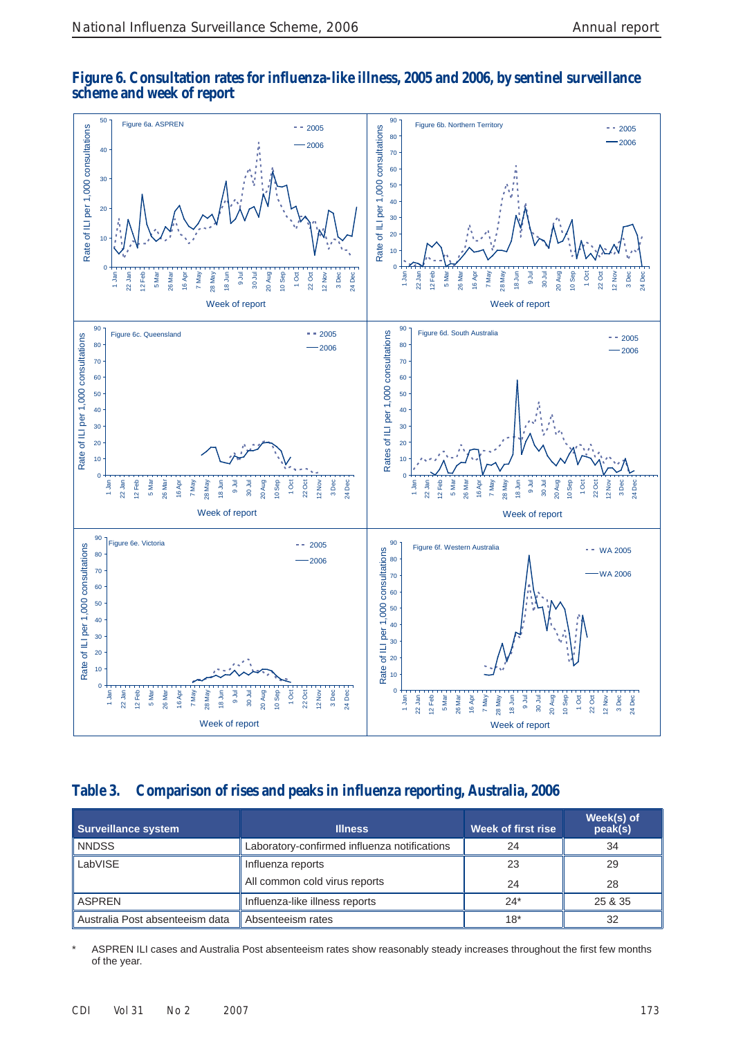**Figure 6. Consultation rates for influenza-like illness, 2005 and 2006, by sentinel surveillance scheme and week of report**

## Table 3. Comparison of rises and peaks in influenza reporting, Australia, 2006

| Surveillance system | Illness | Week of first rise | Week(s) of peak(s) |
|---|---|---|---|
| NNDSS | Laboratory-confirmed influenza notifications | 24 | 34 |
| LabVISE | Influenza reports | 23 | 29 |
| | All common cold virus reports | 24 | 28 |
| ASPREN | Influenza-like illness reports | 24* | 25 & 35 |
| Australia Post absenteeism data | Absenteeism rates | 18* | 32 |

\* ASPREN ILI cases and Australia Post absenteeism rates show reasonably steady increases throughout the first few months of the year.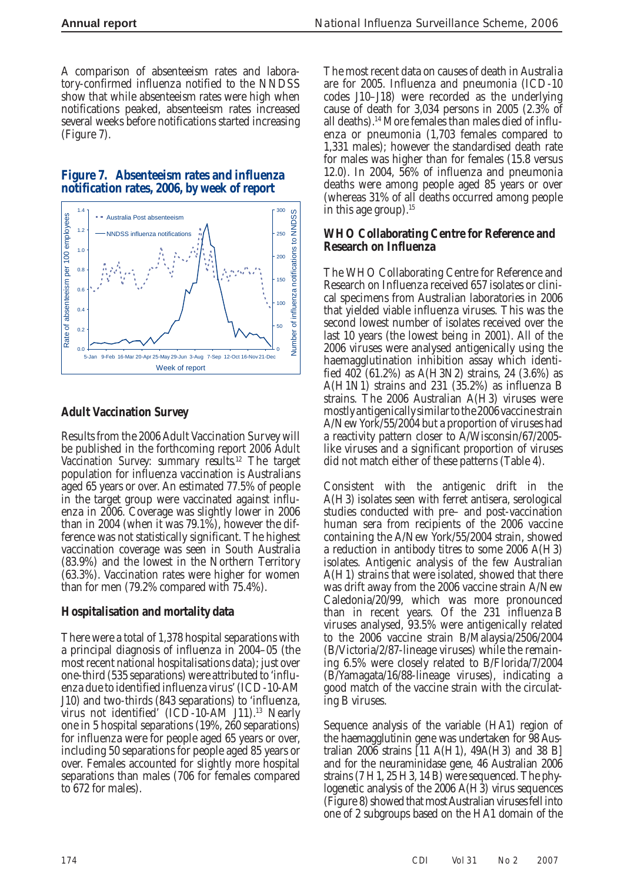A comparison of absenteeism rates and laboratory-confirmed influenza notified to the NNDSS show that while absenteeism rates were high when notifications peaked, absenteeism rates increased several weeks before notifications started increasing (Figure 7).

**Figure 7. Absenteeism rates and influenza notification rates, 2006, by week of report**

### Adult Vaccination Survey

Results from the 2006 Adult Vaccination Survey will be published in the forthcoming report *2006 Adult Vaccination Survey: summary results*.[12] The target population for influenza vaccination is Australians aged 65 years or over. An estimated 77.5% of people in the target group were vaccinated against influenza in 2006. Coverage was slightly lower in 2006 than in 2004 (when it was 79.1%), however the difference was not statistically significant. The highest vaccination coverage was seen in South Australia (83.9%) and the lowest in the Northern Territory (63.3%). Vaccination rates were higher for women than for men (79.2% compared with 75.4%).

### Hospitalisation and mortality data

There were a total of 1,378 hospital separations with a principal diagnosis of influenza in 2004–05 (the most recent national hospitalisations data); just over one-third (535 separations) were attributed to 'influenza due to identified influenza virus' (ICD-10-AM J10) and two-thirds (843 separations) to 'influenza, virus not identified' (ICD-10-AM J11).[13] Nearly one in 5 hospital separations (19%, 260 separations) for influenza were for people aged 65 years or over, including 50 separations for people aged 85 years or over. Females accounted for slightly more hospital separations than males (706 for females compared to 672 for males).

The most recent data on causes of death in Australia are for 2005. Influenza and pneumonia (ICD-10 codes J10–J18) were recorded as the underlying cause of death for 3,034 persons in 2005 (2.3% of all deaths).[14] More females than males died of influenza or pneumonia (1,703 females compared to 1,331 males); however the standardised death rate for males was higher than for females (15.8 versus 12.0). In 2004, 56% of influenza and pneumonia deaths were among people aged 85 years or over (whereas 31% of all deaths occurred among people in this age group).[15]

### WHO Collaborating Centre for Reference and Research on Influenza

The WHO Collaborating Centre for Reference and Research on Influenza received 657 isolates or clinical specimens from Australian laboratories in 2006 that yielded viable influenza viruses. This was the second lowest number of isolates received over the last 10 years (the lowest being in 2001). All of the 2006 viruses were analysed antigenically using the haemagglutination inhibition assay which identified 402 (61.2%) as A(H3N2) strains, 24 (3.6%) as A(H1N1) strains and 231 (35.2%) as influenza B strains. The 2006 Australian A(H3) viruses were mostly antigenically similar to the 2006 vaccine strain A/New York/55/2004 but a proportion of viruses had a reactivity pattern closer to A/Wisconsin/67/2005-like viruses and a significant proportion of viruses did not match either of these patterns (Table 4).

Consistent with the antigenic drift in the A(H3) isolates seen with ferret antisera, serological studies conducted with pre– and post-vaccination human sera from recipients of the 2006 vaccine containing the A/New York/55/2004 strain, showed a reduction in antibody titres to some 2006 A(H3) isolates. Antigenic analysis of the few Australian A(H1) strains that were isolated, showed that there was drift away from the 2006 vaccine strain A/New Caledonia/20/99, which was more pronounced than in recent years. Of the 231 influenza B viruses analysed, 93.5% were antigenically related to the 2006 vaccine strain B/Malaysia/2506/2004 (B/Victoria/2/87-lineage viruses) while the remaining 6.5% were closely related to B/Florida/7/2004 (B/Yamagata/16/88-lineage viruses), indicating a good match of the vaccine strain with the circulating B viruses.

Sequence analysis of the variable (HA1) region of the haemagglutinin gene was undertaken for 98 Australian 2006 strains [11 A(H1), 49A(H3) and 38 B] and for the neuraminidase gene, 46 Australian 2006 strains (7 H1, 25 H3, 14 B) were sequenced. The phylogenetic analysis of the 2006 A(H3) virus sequences (Figure 8) showed that most Australian viruses fell into one of 2 subgroups based on the HA1 domain of the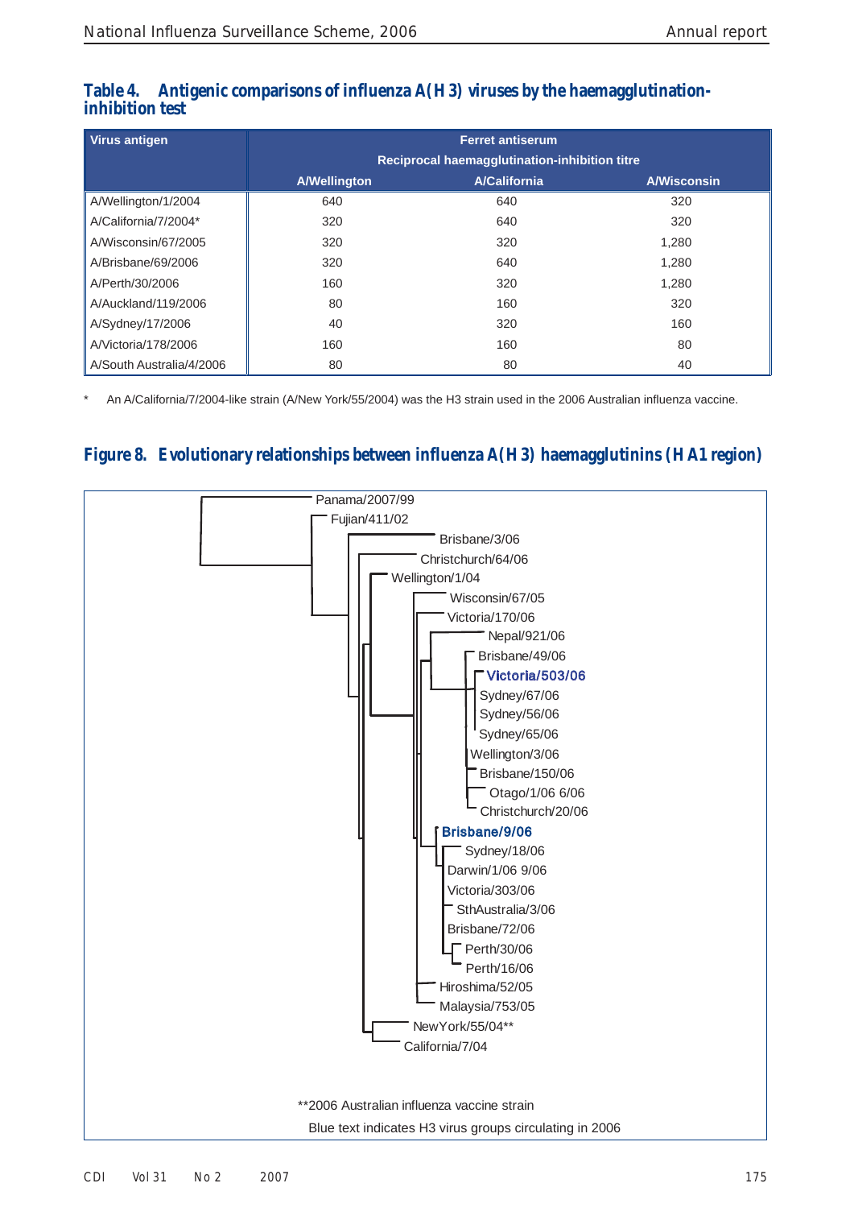**Table 4. Antigenic comparisons of influenza A(H3) viruses by the haemagglutination-inhibition test**

| Virus antigen | Ferret antiserum<br>Reciprocal haemagglutination-inhibition titre | | |
|---|---|---|---|
| | A/Wellington | A/California | A/Wisconsin |
| A/Wellington/1/2004 | 640 | 640 | 320 |
| A/California/7/2004* | 320 | 640 | 320 |
| A/Wisconsin/67/2005 | 320 | 320 | 1,280 |
| A/Brisbane/69/2006 | 320 | 640 | 1,280 |
| A/Perth/30/2006 | 160 | 320 | 1,280 |
| A/Auckland/119/2006 | 80 | 160 | 320 |
| A/Sydney/17/2006 | 40 | 320 | 160 |
| A/Victoria/178/2006 | 160 | 160 | 80 |
| A/South Australia/4/2006 | 80 | 80 | 40 |

\* An A/California/7/2004-like strain (A/New York/55/2004) was the H3 strain used in the 2006 Australian influenza vaccine.

**Figure 8. Evolutionary relationships between influenza A(H3) haemagglutinins (HA1 region)**

Panama/2007/99
Fujian/411/02
Brisbane/3/06
Christchurch/64/06
Wellington/1/04
Wisconsin/67/05
Victoria/170/06
Nepal/921/06
Brisbane/49/06
Victoria/503/06
Sydney/67/06
Sydney/56/06
Sydney/65/06
Wellington/3/06
Brisbane/150/06
Otago/1/06 6/06
Christchurch/20/06
Brisbane/9/06
Sydney/18/06
Darwin/1/06 9/06
Victoria/303/06
SthAustralia/3/06
Brisbane/72/06
Perth/30/06
Perth/16/06
Hiroshima/52/05
Malaysia/753/05
NewYork/55/04**
California/7/04

**2006 Australian influenza vaccine strain

Blue text indicates H3 virus groups circulating in 2006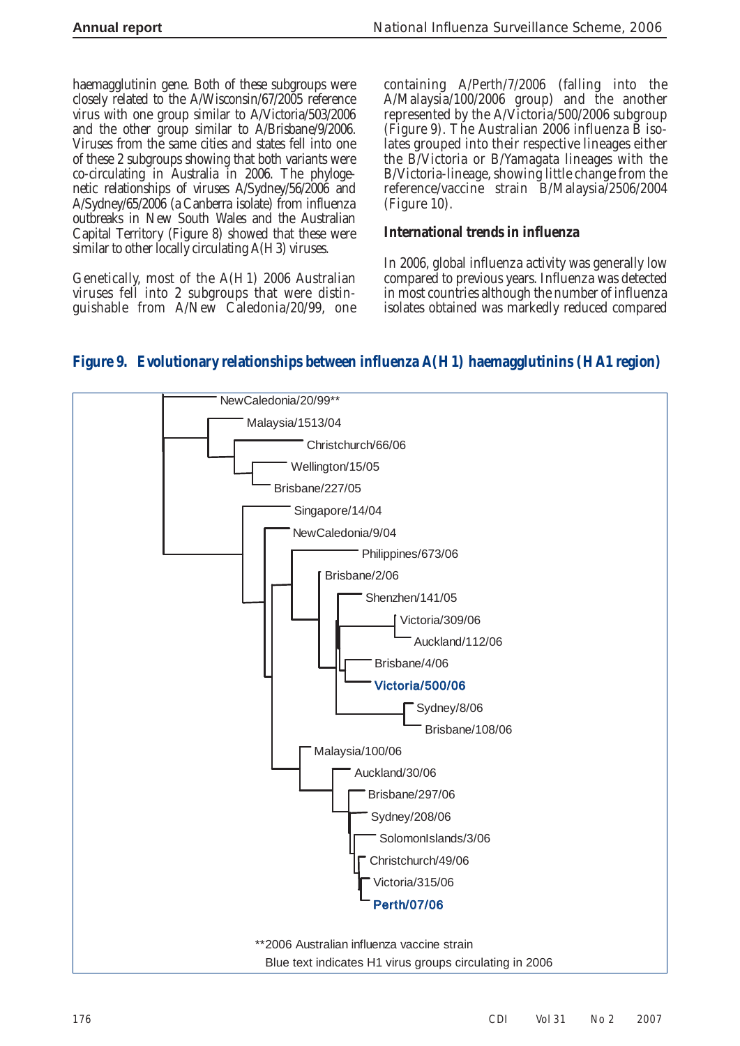haemagglutinin gene. Both of these subgroups were closely related to the A/Wisconsin/67/2005 reference virus with one group similar to A/Victoria/503/2006 and the other group similar to A/Brisbane/9/2006. Viruses from the same cities and states fell into one of these 2 subgroups showing that both variants were co-circulating in Australia in 2006. The phylogenetic relationships of viruses A/Sydney/56/2006 and A/Sydney/65/2006 (a Canberra isolate) from influenza outbreaks in New South Wales and the Australian Capital Territory (Figure 8) showed that these were similar to other locally circulating A(H3) viruses.

Genetically, most of the A(H1) 2006 Australian viruses fell into 2 subgroups that were distinguishable from A/New Caledonia/20/99, one containing A/Perth/7/2006 (falling into the A/Malaysia/100/2006 group) and the another represented by the A/Victoria/500/2006 subgroup (Figure 9). The Australian 2006 influenza B isolates grouped into their respective lineages either the B/Victoria or B/Yamagata lineages with the B/Victoria-lineage, showing little change from the reference/vaccine strain B/Malaysia/2506/2004 (Figure 10).

### International trends in influenza

In 2006, global influenza activity was generally low compared to previous years. Influenza was detected in most countries although the number of influenza isolates obtained was markedly reduced compared

**Figure 9. Evolutionary relationships between influenza A(H1) haemagglutinins (HA1 region)**

NewCaledonia/20/99**
Malaysia/1513/04
Christchurch/66/06
Wellington/15/05
Brisbane/227/05
Singapore/14/04
NewCaledonia/9/04
Philippines/673/06
Brisbane/2/06
Shenzhen/141/05
Victoria/309/06
Auckland/112/06
Brisbane/4/06
Victoria/500/06
Sydney/8/06
Brisbane/108/06
Malaysia/100/06
Auckland/30/06
Brisbane/297/06
Sydney/208/06
SolomonIslands/3/06
Christchurch/49/06
Victoria/315/06
Perth/07/06

**2006 Australian influenza vaccine strain

Blue text indicates H1 virus groups circulating in 2006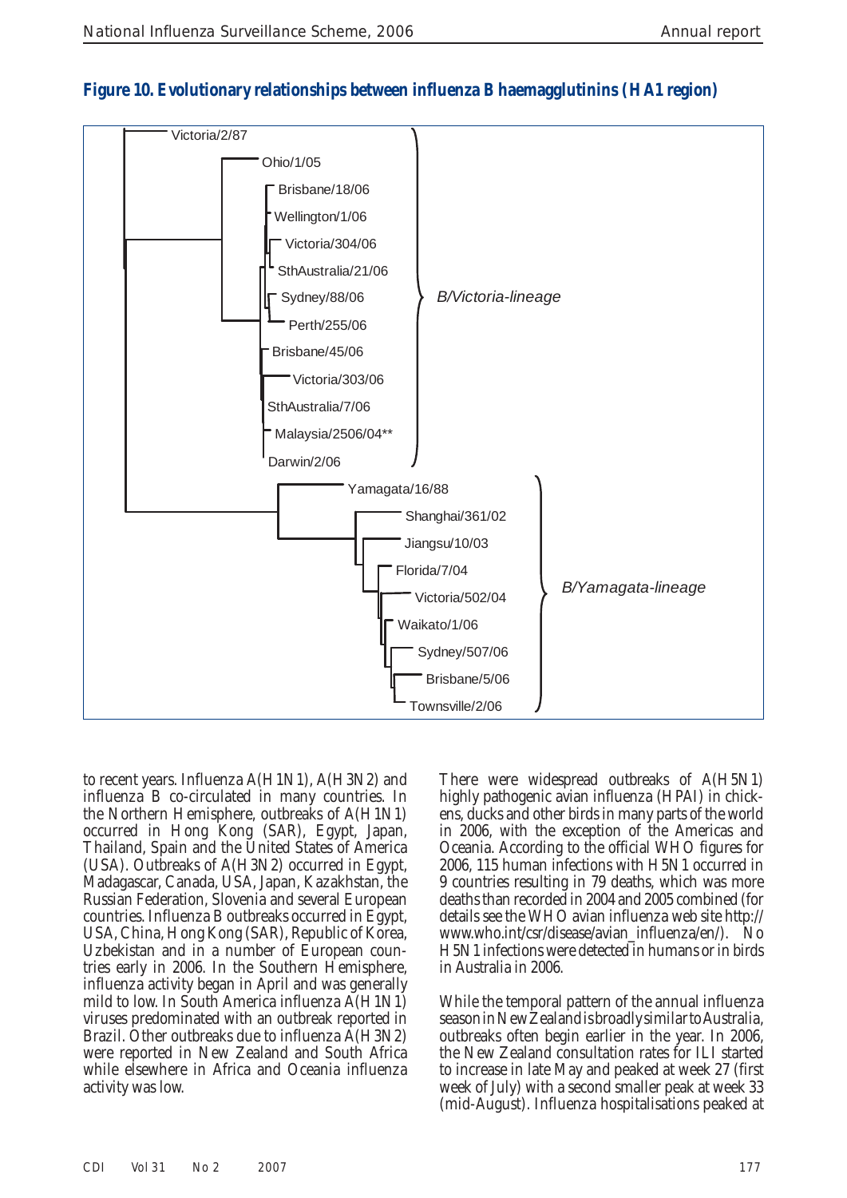**Figure 10. Evolutionary relationships between influenza B haemagglutinins (HA1 region)**

to recent years. Influenza A(H1N1), A(H3N2) and influenza B co-circulated in many countries. In the Northern Hemisphere, outbreaks of A(H1N1) occurred in Hong Kong (SAR), Egypt, Japan, Thailand, Spain and the United States of America (USA). Outbreaks of A(H3N2) occurred in Egypt, Madagascar, Canada, USA, Japan, Kazakhstan, the Russian Federation, Slovenia and several European countries. Influenza B outbreaks occurred in Egypt, USA, China, Hong Kong (SAR), Republic of Korea, Uzbekistan and in a number of European countries early in 2006. In the Southern Hemisphere, influenza activity began in April and was generally mild to low. In South America influenza A(H1N1) viruses predominated with an outbreak reported in Brazil. Other outbreaks due to influenza A(H3N2) were reported in New Zealand and South Africa while elsewhere in Africa and Oceania influenza activity was low.

There were widespread outbreaks of A(H5N1) highly pathogenic avian influenza (HPAI) in chickens, ducks and other birds in many parts of the world in 2006, with the exception of the Americas and Oceania. According to the official WHO figures for 2006, 115 human infections with H5N1 occurred in 9 countries resulting in 79 deaths, which was more deaths than recorded in 2004 and 2005 combined (for details see the WHO avian influenza web site http://www.who.int/csr/disease/avian_influenza/en/). No H5N1 infections were detected in humans or in birds in Australia in 2006.

While the temporal pattern of the annual influenza season in New Zealand is broadly similar to Australia, outbreaks often begin earlier in the year. In 2006, the New Zealand consultation rates for ILI started to increase in late May and peaked at week 27 (first week of July) with a second smaller peak at week 33 (mid-August). Influenza hospitalisations peaked at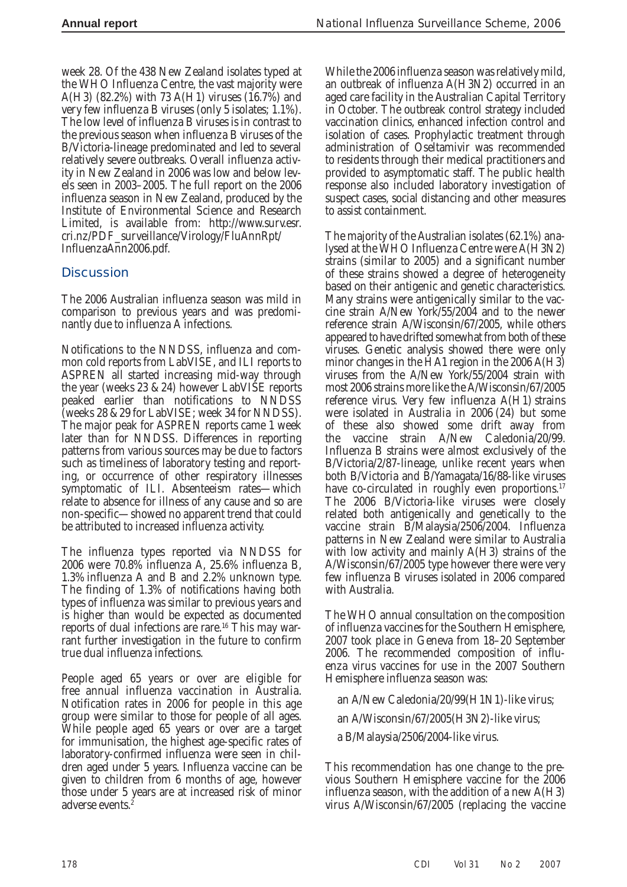week 28. Of the 438 New Zealand isolates typed at the WHO Influenza Centre, the vast majority were A(H3) (82.2%) with 73 A(H1) viruses (16.7%) and very few influenza B viruses (only 5 isolates; 1.1%). The low level of influenza B viruses is in contrast to the previous season when influenza B viruses of the B/Victoria-lineage predominated and led to several relatively severe outbreaks. Overall influenza activity in New Zealand in 2006 was low and below levels seen in 2003–2005. The full report on the 2006 influenza season in New Zealand, produced by the Institute of Environmental Science and Research Limited, is available from: http://www.surv.esr.cri.nz/PDF_surveillance/Virology/FluAnnRpt/InfluenzaAnn2006.pdf.

## Discussion

The 2006 Australian influenza season was mild in comparison to previous years and was predominantly due to influenza A infections.

Notifications to the NNDSS, influenza and common cold reports from LabVISE, and ILI reports to ASPREN all started increasing mid-way through the year (weeks 23 & 24) however LabVISE reports peaked earlier than notifications to NNDSS (weeks 28 & 29 for LabVISE; week 34 for NNDSS). The major peak for ASPREN reports came 1 week later than for NNDSS. Differences in reporting patterns from various sources may be due to factors such as timeliness of laboratory testing and reporting, or occurrence of other respiratory illnesses symptomatic of ILI. Absenteeism rates—which relate to absence for illness of any cause and so are non-specific—showed no apparent trend that could be attributed to increased influenza activity.

The influenza types reported via NNDSS for 2006 were 70.8% influenza A, 25.6% influenza B, 1.3% influenza A and B and 2.2% unknown type. The finding of 1.3% of notifications having both types of influenza was similar to previous years and is higher than would be expected as documented reports of dual infections are rare.[16] This may warrant further investigation in the future to confirm true dual influenza infections.

People aged 65 years or over are eligible for free annual influenza vaccination in Australia. Notification rates in 2006 for people in this age group were similar to those for people of all ages. While people aged 65 years or over are a target for immunisation, the highest age-specific rates of laboratory-confirmed influenza were seen in children aged under 5 years. Influenza vaccine can be given to children from 6 months of age, however those under 5 years are at increased risk of minor adverse events.[2]

While the 2006 influenza season was relatively mild, an outbreak of influenza A(H3N2) occurred in an aged care facility in the Australian Capital Territory in October. The outbreak control strategy included vaccination clinics, enhanced infection control and isolation of cases. Prophylactic treatment through administration of Oseltamivir was recommended to residents through their medical practitioners and provided to asymptomatic staff. The public health response also included laboratory investigation of suspect cases, social distancing and other measures to assist containment.

The majority of the Australian isolates (62.1%) analysed at the WHO Influenza Centre were A(H3N2) strains (similar to 2005) and a significant number of these strains showed a degree of heterogeneity based on their antigenic and genetic characteristics. Many strains were antigenically similar to the vaccine strain A/New York/55/2004 and to the newer reference strain A/Wisconsin/67/2005, while others appeared to have drifted somewhat from both of these viruses. Genetic analysis showed there were only minor changes in the HA1 region in the 2006 A(H3) viruses from the A/New York/55/2004 strain with most 2006 strains more like the A/Wisconsin/67/2005 reference virus. Very few influenza A(H1) strains were isolated in Australia in 2006 (24) but some of these also showed some drift away from the vaccine strain A/New Caledonia/20/99. Influenza B strains were almost exclusively of the B/Victoria/2/87-lineage, unlike recent years when both B/Victoria and B/Yamagata/16/88-like viruses have co-circulated in roughly even proportions.[17] The 2006 B/Victoria-like viruses were closely related both antigenically and genetically to the vaccine strain B/Malaysia/2506/2004. Influenza patterns in New Zealand were similar to Australia with low activity and mainly A(H3) strains of the A/Wisconsin/67/2005 type however there were very few influenza B viruses isolated in 2006 compared with Australia.

The WHO annual consultation on the composition of influenza vaccines for the Southern Hemisphere, 2007 took place in Geneva from 18–20 September 2006. The recommended composition of influenza virus vaccines for use in the 2007 Southern Hemisphere influenza season was:

- an A/New Caledonia/20/99(H1N1)-like virus;
- an A/Wisconsin/67/2005(H3N2)-like virus;
- a B/Malaysia/2506/2004-like virus.

This recommendation has one change to the previous Southern Hemisphere vaccine for the 2006 influenza season, with the addition of a new A(H3) virus A/Wisconsin/67/2005 (replacing the vaccine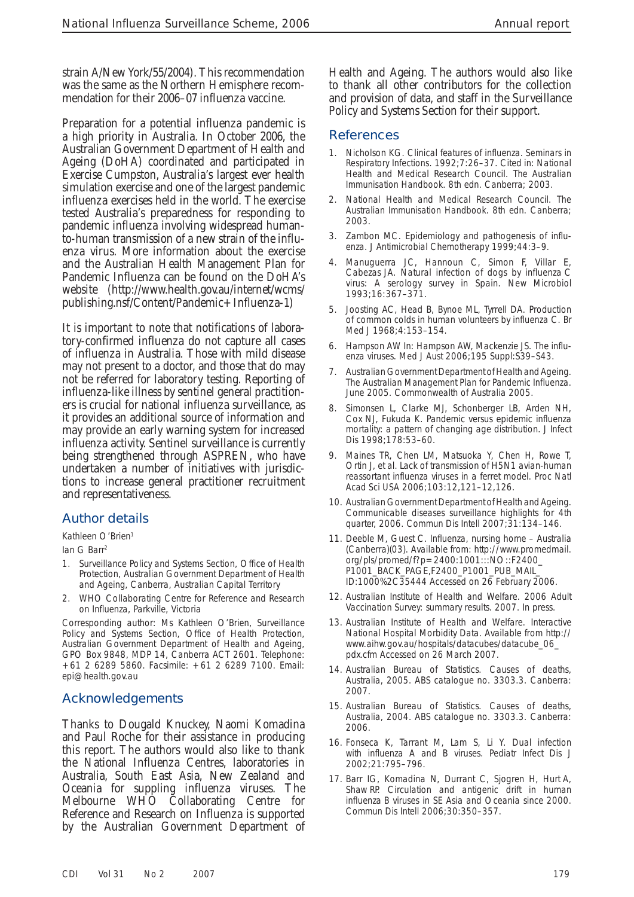strain A/New York/55/2004). This recommendation was the same as the Northern Hemisphere recommendation for their 2006–07 influenza vaccine.

Preparation for a potential influenza pandemic is a high priority in Australia. In October 2006, the Australian Government Department of Health and Ageing (DoHA) coordinated and participated in Exercise Cumpston, Australia's largest ever health simulation exercise and one of the largest pandemic influenza exercises held in the world. The exercise tested Australia's preparedness for responding to pandemic influenza involving widespread human-to-human transmission of a new strain of the influenza virus. More information about the exercise and the Australian Health Management Plan for Pandemic Influenza can be found on the DoHA's website (http://www.health.gov.au/internet/wcms/publishing.nsf/Content/Pandemic+Influenza-1)

It is important to note that notifications of laboratory-confirmed influenza do not capture all cases of influenza in Australia. Those with mild disease may not present to a doctor, and those that do may not be referred for laboratory testing. Reporting of influenza-like illness by sentinel general practitioners is crucial for national influenza surveillance, as it provides an additional source of information and may provide an early warning system for increased influenza activity. Sentinel surveillance is currently being strengthened through ASPREN, who have undertaken a number of initiatives with jurisdictions to increase general practitioner recruitment and representativeness.

## Author details

Kathleen O'Brien[1]

Ian G Barr[2]

1. Surveillance Policy and Systems Section, Office of Health Protection, Australian Government Department of Health and Ageing, Canberra, Australian Capital Territory
2. WHO Collaborating Centre for Reference and Research on Influenza, Parkville, Victoria

Corresponding author: Ms Kathleen O'Brien, Surveillance Policy and Systems Section, Office of Health Protection, Australian Government Department of Health and Ageing, GPO Box 9848, MDP 14, Canberra ACT 2601. Telephone: +61 2 6289 5860. Facsimile: +61 2 6289 7100. Email: epi@health.gov.au

## Acknowledgements

Thanks to Dougald Knuckey, Naomi Komadina and Paul Roche for their assistance in producing this report. The authors would also like to thank the National Influenza Centres, laboratories in Australia, South East Asia, New Zealand and Oceania for suppling influenza viruses. The Melbourne WHO Collaborating Centre for Reference and Research on Influenza is supported by the Australian Government Department of Health and Ageing. The authors would also like to thank all other contributors for the collection and provision of data, and staff in the Surveillance Policy and Systems Section for their support.

## References

1. Nicholson KG. Clinical features of influenza. Seminars in Respiratory Infections. 1992;7:26–37. Cited in: National Health and Medical Research Council. The Australian Immunisation Handbook. 8th edn. Canberra; 2003.
2. National Health and Medical Research Council. The Australian Immunisation Handbook. 8th edn. Canberra; 2003.
3. Zambon MC. Epidemiology and pathogenesis of influenza. J Antimicrobial Chemotherapy 1999;44:3–9.
4. Manuguerra JC, Hannoun C, Simon F, Villar E, Cabezas JA. Natural infection of dogs by influenza C virus: A serology survey in Spain. New Microbiol 1993;16:367–371.
5. Joosting AC, Head B, Bynoe ML, Tyrrell DA. Production of common colds in human volunteers by influenza C. Br Med J 1968;4:153–154.
6. Hampson AW In: Hampson AW, Mackenzie JS. The influenza viruses. Med J Aust 2006;195 Suppl:S39–S43.
7. Australian Government Department of Health and Ageing. The Australian Management Plan for Pandemic Influenza. June 2005. Commonwealth of Australia 2005.
8. Simonsen L, Clarke MJ, Schonberger LB, Arden NH, Cox NJ, Fukuda K. Pandemic versus epidemic influenza mortality: a pattern of changing age distribution. J Infect Dis 1998;178:53–60.
9. Maines TR, Chen LM, Matsuoka Y, Chen H, Rowe T, Ortin J, et al. Lack of transmission of H5N1 avian-human reassortant influenza viruses in a ferret model. Proc Natl Acad Sci USA 2006;103:12,121–12,126.
10. Australian Government Department of Health and Ageing. Communicable diseases surveillance highlights for 4th quarter, 2006. Commun Dis Intell 2007;31:134–146.
11. Deeble M, Guest C. Influenza, nursing home – Australia (Canberra)(03). Available from: http://www.promedmail.org/pls/promed/f?p=2400:1001:::NO::F2400_P1001_BACK_PAGE,F2400_P1001_PUB_MAIL_ID:1000%2C35444 Accessed on 26 February 2006.
12. Australian Institute of Health and Welfare. 2006 Adult Vaccination Survey: summary results. 2007. In press.
13. Australian Institute of Health and Welfare. Interactive National Hospital Morbidity Data. Available from http://www.aihw.gov.au/hospitals/datacubes/datacube_06_pdx.cfm Accessed on 26 March 2007.
14. Australian Bureau of Statistics. Causes of deaths, Australia, 2005. ABS catalogue no. 3303.3. Canberra: 2007.
15. Australian Bureau of Statistics. Causes of deaths, Australia, 2004. ABS catalogue no. 3303.3. Canberra: 2006.
16. Fonseca K, Tarrant M, Lam S, Li Y. Dual infection with influenza A and B viruses. Pediatr Infect Dis J 2002;21:795–796.
17. Barr IG, Komadina N, Durrant C, Sjogren H, Hurt A, Shaw RP. Circulation and antigenic drift in human influenza B viruses in SE Asia and Oceania since 2000. Commun Dis Intell 2006;30:350–357.